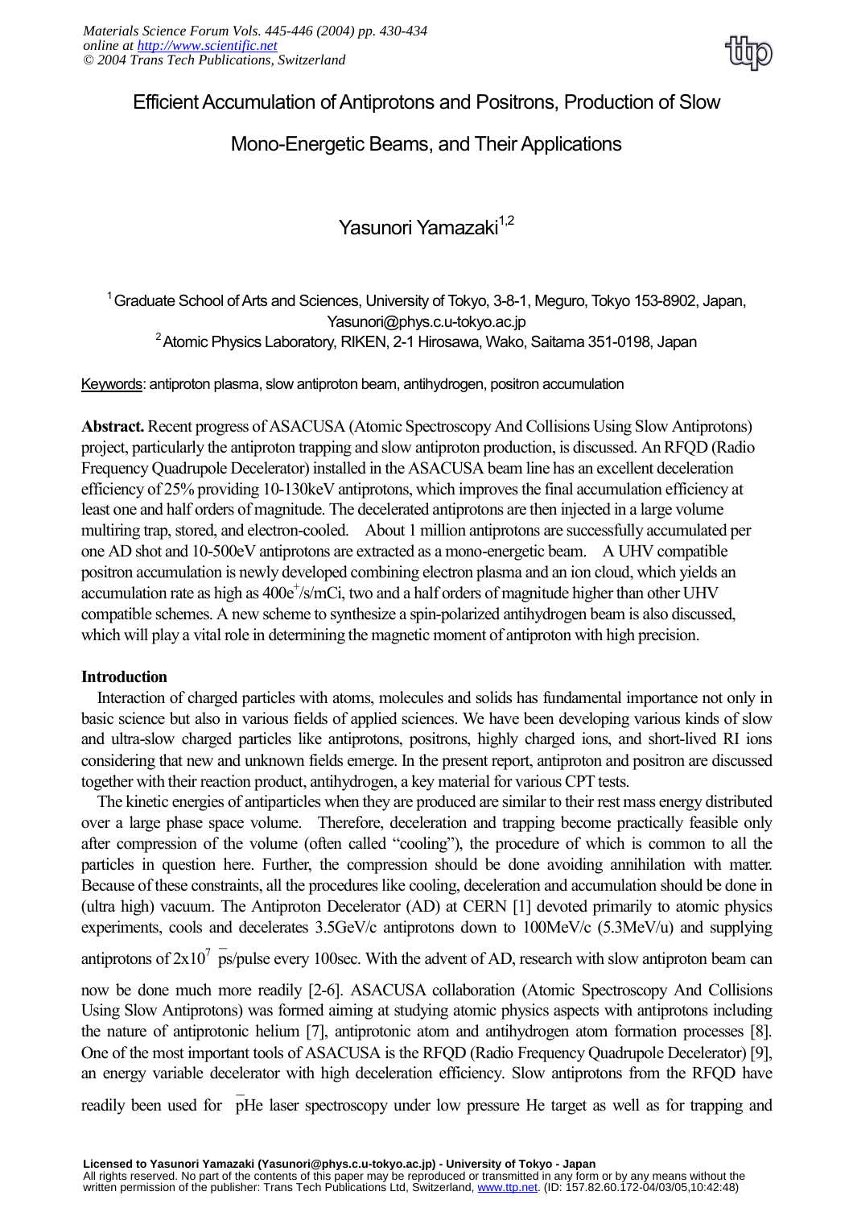# Efficient Accumulation of Antiprotons and Positrons, Production of Slow Mono-Energetic Beams, and Their Applications

Yasunori Yamazaki[1,2]

[1] Graduate School of Arts and Sciences, University of Tokyo, 3-8-1, Meguro, Tokyo 153-8902, Japan, Yasunori@phys.c.u-tokyo.ac.jp

[2] Atomic Physics Laboratory, RIKEN, 2-1 Hirosawa, Wako, Saitama 351-0198, Japan

Keywords: antiproton plasma, slow antiproton beam, antihydrogen, positron accumulation

**Abstract.** Recent progress of ASACUSA (Atomic Spectroscopy And Collisions Using Slow Antiprotons) project, particularly the antiproton trapping and slow antiproton production, is discussed. An RFQD (Radio Frequency Quadrupole Decelerator) installed in the ASACUSA beam line has an excellent deceleration efficiency of 25% providing 10-130keV antiprotons, which improves the final accumulation efficiency at least one and half orders of magnitude. The decelerated antiprotons are then injected in a large volume multiring trap, stored, and electron-cooled. About 1 million antiprotons are successfully accumulated per one AD shot and 10-500eV antiprotons are extracted as a mono-energetic beam. A UHV compatible positron accumulation is newly developed combining electron plasma and an ion cloud, which yields an accumulation rate as high as $400e^{+}$/s/mCi, two and a half orders of magnitude higher than other UHV compatible schemes. A new scheme to synthesize a spin-polarized antihydrogen beam is also discussed, which will play a vital role in determining the magnetic moment of antiproton with high precision.

## Introduction

Interaction of charged particles with atoms, molecules and solids has fundamental importance not only in basic science but also in various fields of applied sciences. We have been developing various kinds of slow and ultra-slow charged particles like antiprotons, positrons, highly charged ions, and short-lived RI ions considering that new and unknown fields emerge. In the present report, antiproton and positron are discussed together with their reaction product, antihydrogen, a key material for various CPT tests.

The kinetic energies of antiparticles when they are produced are similar to their rest mass energy distributed over a large phase space volume. Therefore, deceleration and trapping become practically feasible only after compression of the volume (often called "cooling"), the procedure of which is common to all the particles in question here. Further, the compression should be done avoiding annihilation with matter. Because of these constraints, all the procedures like cooling, deceleration and accumulation should be done in (ultra high) vacuum. The Antiproton Decelerator (AD) at CERN [1] devoted primarily to atomic physics experiments, cools and decelerates 3.5GeV/c antiprotons down to 100MeV/c (5.3MeV/u) and supplying antiprotons of $2\text{x}10^{7}$ $\bar{\text{p}}$s/pulse every 100sec. With the advent of AD, research with slow antiproton beam can now be done much more readily [2-6]. ASACUSA collaboration (Atomic Spectroscopy And Collisions Using Slow Antiprotons) was formed aiming at studying atomic physics aspects with antiprotons including the nature of antiprotonic helium [7], antiprotonic atom and antihydrogen atom formation processes [8]. One of the most important tools of ASACUSA is the RFQD (Radio Frequency Quadrupole Decelerator) [9], an energy variable decelerator with high deceleration efficiency. Slow antiprotons from the RFQD have readily been used for $\bar{\text{p}}$He laser spectroscopy under low pressure He target as well as for trapping and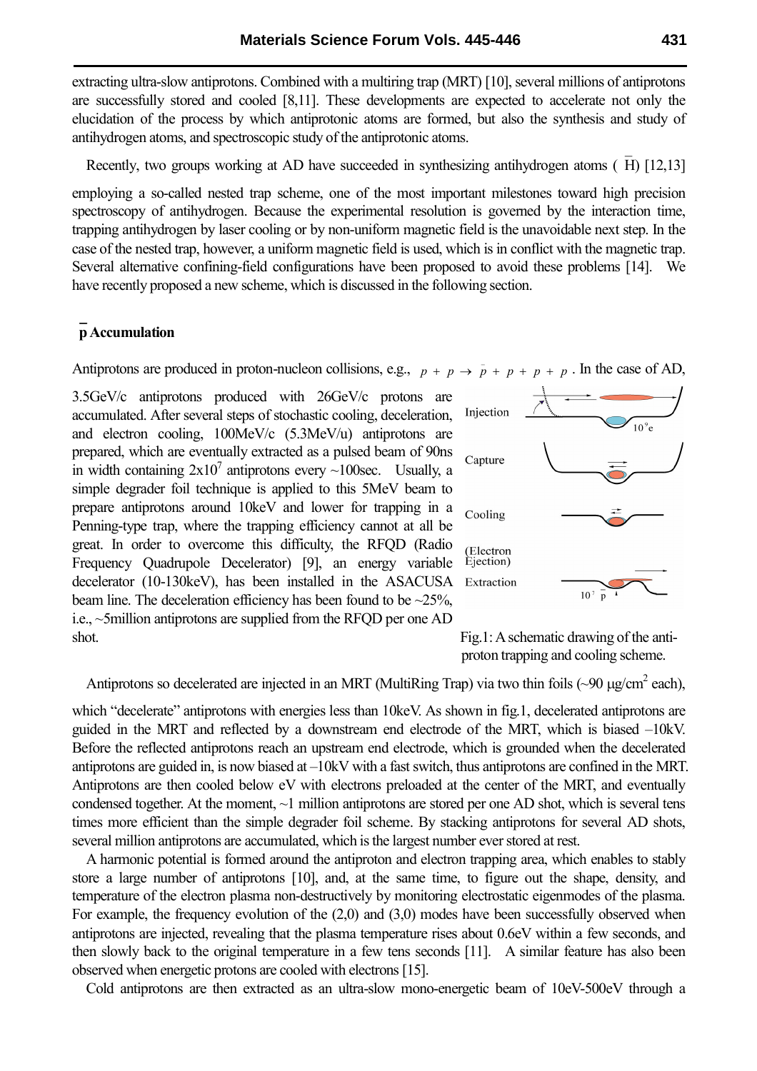extracting ultra-slow antiprotons. Combined with a multiring trap (MRT) [10], several millions of antiprotons are successfully stored and cooled [8,11]. These developments are expected to accelerate not only the elucidation of the process by which antiprotonic atoms are formed, but also the synthesis and study of antihydrogen atoms, and spectroscopic study of the antiprotonic atoms.

Recently, two groups working at AD have succeeded in synthesizing antihydrogen atoms ( $\bar{\mathrm{H}}$) [12,13] employing a so-called nested trap scheme, one of the most important milestones toward high precision spectroscopy of antihydrogen. Because the experimental resolution is governed by the interaction time, trapping antihydrogen by laser cooling or by non-uniform magnetic field is the unavoidable next step. In the case of the nested trap, however, a uniform magnetic field is used, which is in conflict with the magnetic trap. Several alternative confining-field configurations have been proposed to avoid these problems [14]. We have recently proposed a new scheme, which is discussed in the following section.

## $\bar{\mathrm{p}}$ Accumulation

Antiprotons are produced in proton-nucleon collisions, e.g., $p + p \rightarrow \bar{p} + p + p + p$. In the case of AD, 3.5GeV/c antiprotons produced with 26GeV/c protons are accumulated. After several steps of stochastic cooling, deceleration, and electron cooling, 100MeV/c (5.3MeV/u) antiprotons are prepared, which are eventually extracted as a pulsed beam of 90ns in width containing $2\times10^7$ antiprotons every ~100sec. Usually, a simple degrader foil technique is applied to this 5MeV beam to prepare antiprotons around 10keV and lower for trapping in a Penning-type trap, where the trapping efficiency cannot at all be great. In order to overcome this difficulty, the RFQD (Radio Frequency Quadrupole Decelerator) [9], an energy variable decelerator (10-130keV), has been installed in the ASACUSA beam line. The deceleration efficiency has been found to be ~25%, i.e., ~5million antiprotons are supplied from the RFQD per one AD shot.

Fig.1: A schematic drawing of the antiproton trapping and cooling scheme.

Antiprotons so decelerated are injected in an MRT (MultiRing Trap) via two thin foils (~90 μg/cm$^2$ each), which "decelerate" antiprotons with energies less than 10keV. As shown in fig.1, decelerated antiprotons are guided in the MRT and reflected by a downstream end electrode of the MRT, which is biased –10kV. Before the reflected antiprotons reach an upstream end electrode, which is grounded when the decelerated antiprotons are guided in, is now biased at –10kV with a fast switch, thus antiprotons are confined in the MRT. Antiprotons are then cooled below eV with electrons preloaded at the center of the MRT, and eventually condensed together. At the moment, ~1 million antiprotons are stored per one AD shot, which is several tens times more efficient than the simple degrader foil scheme. By stacking antiprotons for several AD shots, several million antiprotons are accumulated, which is the largest number ever stored at rest.

A harmonic potential is formed around the antiproton and electron trapping area, which enables to stably store a large number of antiprotons [10], and, at the same time, to figure out the shape, density, and temperature of the electron plasma non-destructively by monitoring electrostatic eigenmodes of the plasma. For example, the frequency evolution of the (2,0) and (3,0) modes have been successfully observed when antiprotons are injected, revealing that the plasma temperature rises about 0.6eV within a few seconds, and then slowly back to the original temperature in a few tens seconds [11]. A similar feature has also been observed when energetic protons are cooled with electrons [15].

Cold antiprotons are then extracted as an ultra-slow mono-energetic beam of 10eV-500eV through a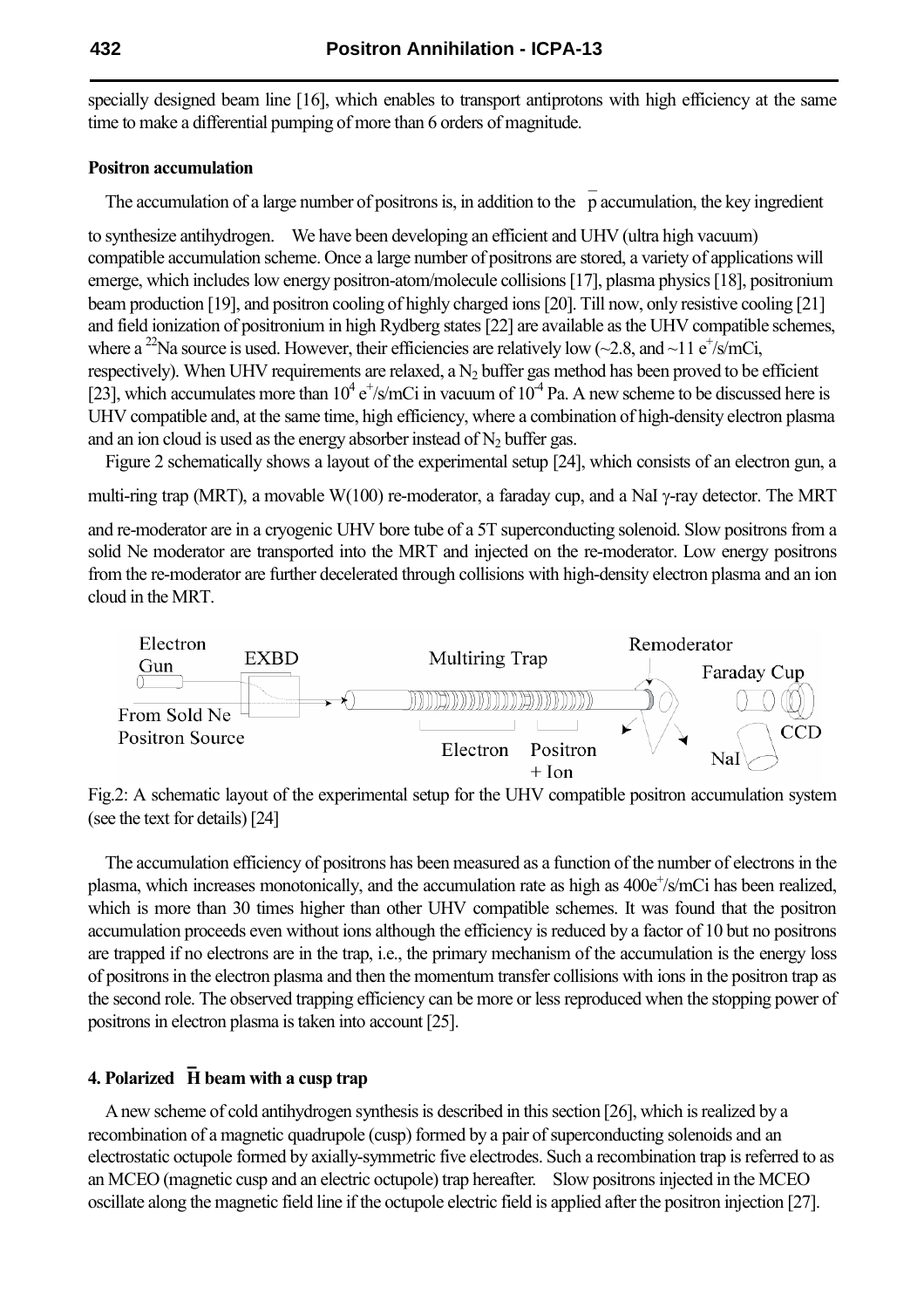specially designed beam line [16], which enables to transport antiprotons with high efficiency at the same time to make a differential pumping of more than 6 orders of magnitude.

**Positron accumulation**

The accumulation of a large number of positrons is, in addition to the $\bar{p}$ accumulation, the key ingredient to synthesize antihydrogen. We have been developing an efficient and UHV (ultra high vacuum) compatible accumulation scheme. Once a large number of positrons are stored, a variety of applications will emerge, which includes low energy positron-atom/molecule collisions [17], plasma physics [18], positronium beam production [19], and positron cooling of highly charged ions [20]. Till now, only resistive cooling [21] and field ionization of positronium in high Rydberg states [22] are available as the UHV compatible schemes, where a $^{22}$Na source is used. However, their efficiencies are relatively low (~2.8, and ~11 $e^+$/s/mCi, respectively). When UHV requirements are relaxed, a $N_2$ buffer gas method has been proved to be efficient [23], which accumulates more than $10^4$ $e^+$/s/mCi in vacuum of $10^{-4}$ Pa. A new scheme to be discussed here is UHV compatible and, at the same time, high efficiency, where a combination of high-density electron plasma and an ion cloud is used as the energy absorber instead of $N_2$ buffer gas.

Figure 2 schematically shows a layout of the experimental setup [24], which consists of an electron gun, a multi-ring trap (MRT), a movable W(100) re-moderator, a faraday cup, and a NaI γ-ray detector. The MRT and re-moderator are in a cryogenic UHV bore tube of a 5T superconducting solenoid. Slow positrons from a solid Ne moderator are transported into the MRT and injected on the re-moderator. Low energy positrons from the re-moderator are further decelerated through collisions with high-density electron plasma and an ion cloud in the MRT.

Fig.2: A schematic layout of the experimental setup for the UHV compatible positron accumulation system (see the text for details) [24]

The accumulation efficiency of positrons has been measured as a function of the number of electrons in the plasma, which increases monotonically, and the accumulation rate as high as 400$e^+$/s/mCi has been realized, which is more than 30 times higher than other UHV compatible schemes. It was found that the positron accumulation proceeds even without ions although the efficiency is reduced by a factor of 10 but no positrons are trapped if no electrons are in the trap, i.e., the primary mechanism of the accumulation is the energy loss of positrons in the electron plasma and then the momentum transfer collisions with ions in the positron trap as the second role. The observed trapping efficiency can be more or less reproduced when the stopping power of positrons in electron plasma is taken into account [25].

## 4. Polarized $\bar{H}$ beam with a cusp trap

A new scheme of cold antihydrogen synthesis is described in this section [26], which is realized by a recombination of a magnetic quadrupole (cusp) formed by a pair of superconducting solenoids and an electrostatic octupole formed by axially-symmetric five electrodes. Such a recombination trap is referred to as an MCEO (magnetic cusp and an electric octupole) trap hereafter. Slow positrons injected in the MCEO oscillate along the magnetic field line if the octupole electric field is applied after the positron injection [27].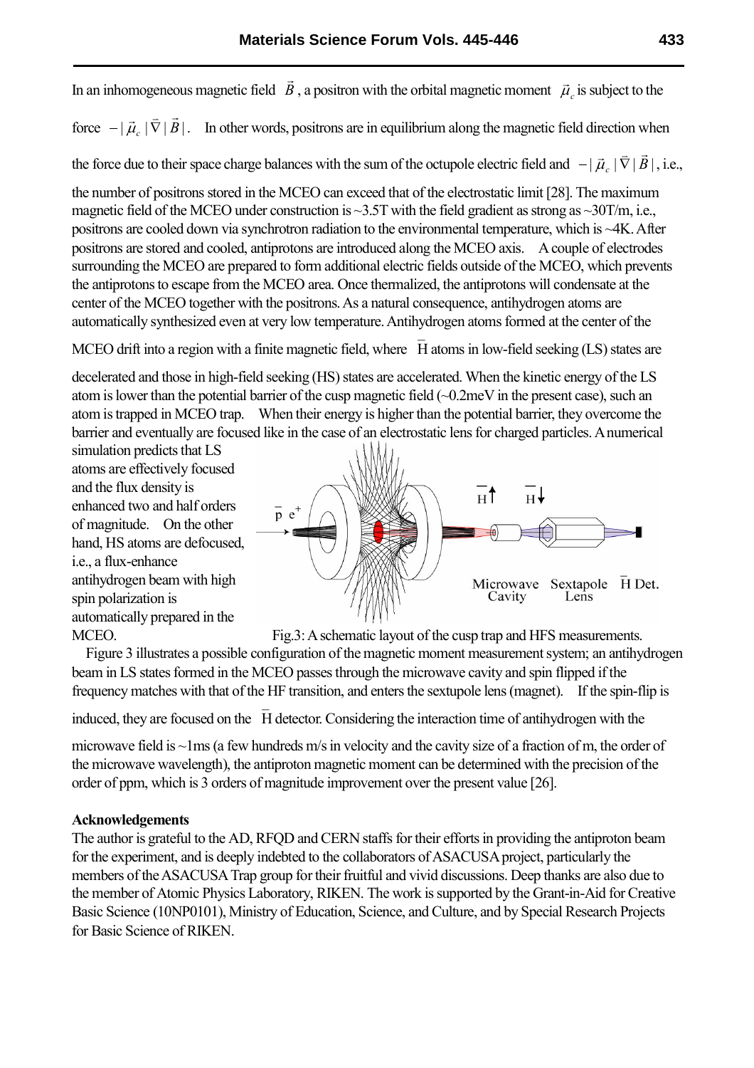In an inhomogeneous magnetic field $\vec{B}$, a positron with the orbital magnetic moment $\vec{\mu}_c$ is subject to the force $-|\vec{\mu}_c|\vec{\nabla}|\vec{B}|$. In other words, positrons are in equilibrium along the magnetic field direction when the force due to their space charge balances with the sum of the octupole electric field and $-|\vec{\mu}_c|\vec{\nabla}|\vec{B}|$, i.e., the number of positrons stored in the MCEO can exceed that of the electrostatic limit [28]. The maximum magnetic field of the MCEO under construction is ~3.5T with the field gradient as strong as ~30T/m, i.e., positrons are cooled down via synchrotron radiation to the environmental temperature, which is ~4K. After positrons are stored and cooled, antiprotons are introduced along the MCEO axis. A couple of electrodes surrounding the MCEO are prepared to form additional electric fields outside of the MCEO, which prevents the antiprotons to escape from the MCEO area. Once thermalized, the antiprotons will condensate at the center of the MCEO together with the positrons. As a natural consequence, antihydrogen atoms are automatically synthesized even at very low temperature. Antihydrogen atoms formed at the center of the MCEO drift into a region with a finite magnetic field, where $\bar{\mathrm{H}}$ atoms in low-field seeking (LS) states are decelerated and those in high-field seeking (HS) states are accelerated. When the kinetic energy of the LS atom is lower than the potential barrier of the cusp magnetic field (~0.2meV in the present case), such an atom is trapped in MCEO trap. When their energy is higher than the potential barrier, they overcome the barrier and eventually are focused like in the case of an electrostatic lens for charged particles. A numerical simulation predicts that LS atoms are effectively focused and the flux density is enhanced two and half orders of magnitude. On the other hand, HS atoms are defocused, i.e., a flux-enhance antihydrogen beam with high spin polarization is automatically prepared in the MCEO.

Fig.3: A schematic layout of the cusp trap and HFS measurements.

Figure 3 illustrates a possible configuration of the magnetic moment measurement system; an antihydrogen beam in LS states formed in the MCEO passes through the microwave cavity and spin flipped if the frequency matches with that of the HF transition, and enters the sextupole lens (magnet). If the spin-flip is induced, they are focused on the $\bar{\mathrm{H}}$ detector. Considering the interaction time of antihydrogen with the microwave field is ~1ms (a few hundreds m/s in velocity and the cavity size of a fraction of m, the order of the microwave wavelength), the antiproton magnetic moment can be determined with the precision of the order of ppm, which is 3 orders of magnitude improvement over the present value [26].

**Acknowledgements**

The author is grateful to the AD, RFQD and CERN staffs for their efforts in providing the antiproton beam for the experiment, and is deeply indebted to the collaborators of ASACUSA project, particularly the members of the ASACUSA Trap group for their fruitful and vivid discussions. Deep thanks are also due to the member of Atomic Physics Laboratory, RIKEN. The work is supported by the Grant-in-Aid for Creative Basic Science (10NP0101), Ministry of Education, Science, and Culture, and by Special Research Projects for Basic Science of RIKEN.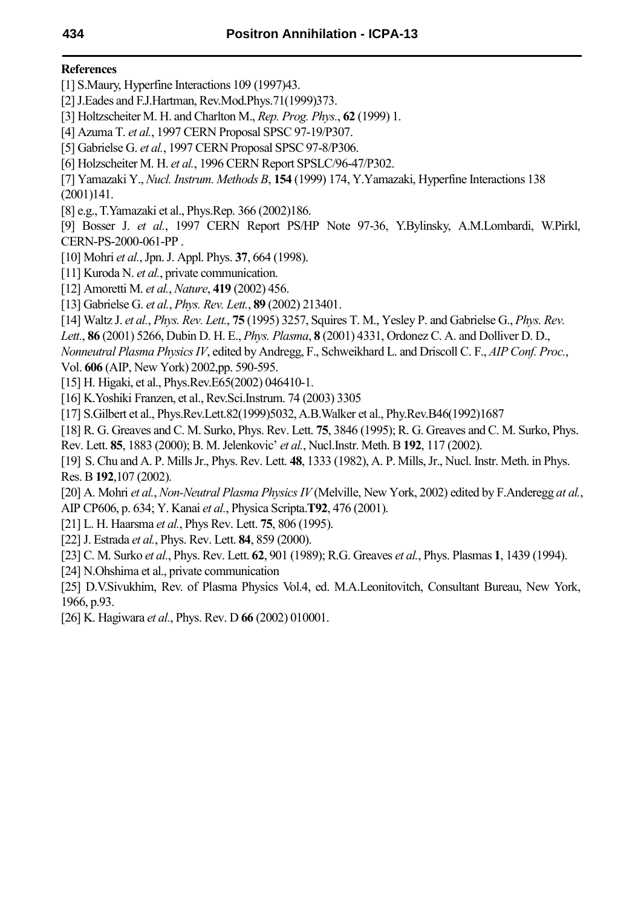**References**

[1] S.Maury, Hyperfine Interactions 109 (1997)43.

[2] J.Eades and F.J.Hartman, Rev.Mod.Phys.71(1999)373.

[3] Holtzscheiter M. H. and Charlton M., *Rep. Prog. Phys.*, **62** (1999) 1.

[4] Azuma T. *et al.*, 1997 CERN Proposal SPSC 97-19/P307.

[5] Gabrielse G. *et al.*, 1997 CERN Proposal SPSC 97-8/P306.

[6] Holzscheiter M. H. *et al.*, 1996 CERN Report SPSLC/96-47/P302.

[7] Yamazaki Y., *Nucl. Instrum. Methods B*, **154** (1999) 174, Y.Yamazaki, Hyperfine Interactions 138 (2001)141.

[8] e.g., T.Yamazaki et al., Phys.Rep. 366 (2002)186.

[9] Bosser J. *et al.*, 1997 CERN Report PS/HP Note 97-36, Y.Bylinsky, A.M.Lombardi, W.Pirkl, CERN-PS-2000-061-PP .

[10] Mohri *et al.*, Jpn. J. Appl. Phys. **37**, 664 (1998).

[11] Kuroda N. *et al.*, private communication.

[12] Amoretti M. *et al.*, *Nature*, **419** (2002) 456.

[13] Gabrielse G. *et al.*, *Phys. Rev. Lett.*, **89** (2002) 213401.

[14] Waltz J. *et al.*, *Phys. Rev. Lett.*, **75** (1995) 3257, Squires T. M., Yesley P. and Gabrielse G., *Phys. Rev. Lett.*, **86** (2001) 5266, Dubin D. H. E., *Phys. Plasma*, **8** (2001) 4331, Ordonez C. A. and Dolliver D. D., *Nonneutral Plasma Physics IV*, edited by Andregg, F., Schweikhard L. and Driscoll C. F., *AIP Conf. Proc.*, Vol. **606** (AIP, New York) 2002,pp. 590-595.

[15] H. Higaki, et al., Phys.Rev.E65(2002) 046410-1.

[16] K.Yoshiki Franzen, et al., Rev.Sci.Instrum. 74 (2003) 3305

[17] S.Gilbert et al., Phys.Rev.Lett.82(1999)5032, A.B.Walker et al., Phy.Rev.B46(1992)1687

[18] R. G. Greaves and C. M. Surko, Phys. Rev. Lett. **75**, 3846 (1995); R. G. Greaves and C. M. Surko, Phys. Rev. Lett. **85**, 1883 (2000); B. M. Jelenkovic' *et al.*, Nucl.Instr. Meth. B **192**, 117 (2002).

[19] S. Chu and A. P. Mills Jr., Phys. Rev. Lett. **48**, 1333 (1982), A. P. Mills, Jr., Nucl. Instr. Meth. in Phys. Res. B **192**,107 (2002).

[20] A. Mohri *et al.*, *Non-Neutral Plasma Physics IV* (Melville, New York, 2002) edited by F.Anderegg *at al.*, AIP CP606, p. 634; Y. Kanai *et al.*, Physica Scripta.**T92**, 476 (2001).

[21] L. H. Haarsma *et al.*, Phys Rev. Lett. **75**, 806 (1995).

[22] J. Estrada *et al.*, Phys. Rev. Lett. **84**, 859 (2000).

[23] C. M. Surko *et al.*, Phys. Rev. Lett. **62**, 901 (1989); R.G. Greaves *et al.*, Phys. Plasmas **1**, 1439 (1994).

[24] N.Ohshima et al., private communication

[25] D.V.Sivukhim, Rev. of Plasma Physics Vol.4, ed. M.A.Leonitovitch, Consultant Bureau, New York, 1966, p.93.

[26] K. Hagiwara *et al.*, Phys. Rev. D **66** (2002) 010001.